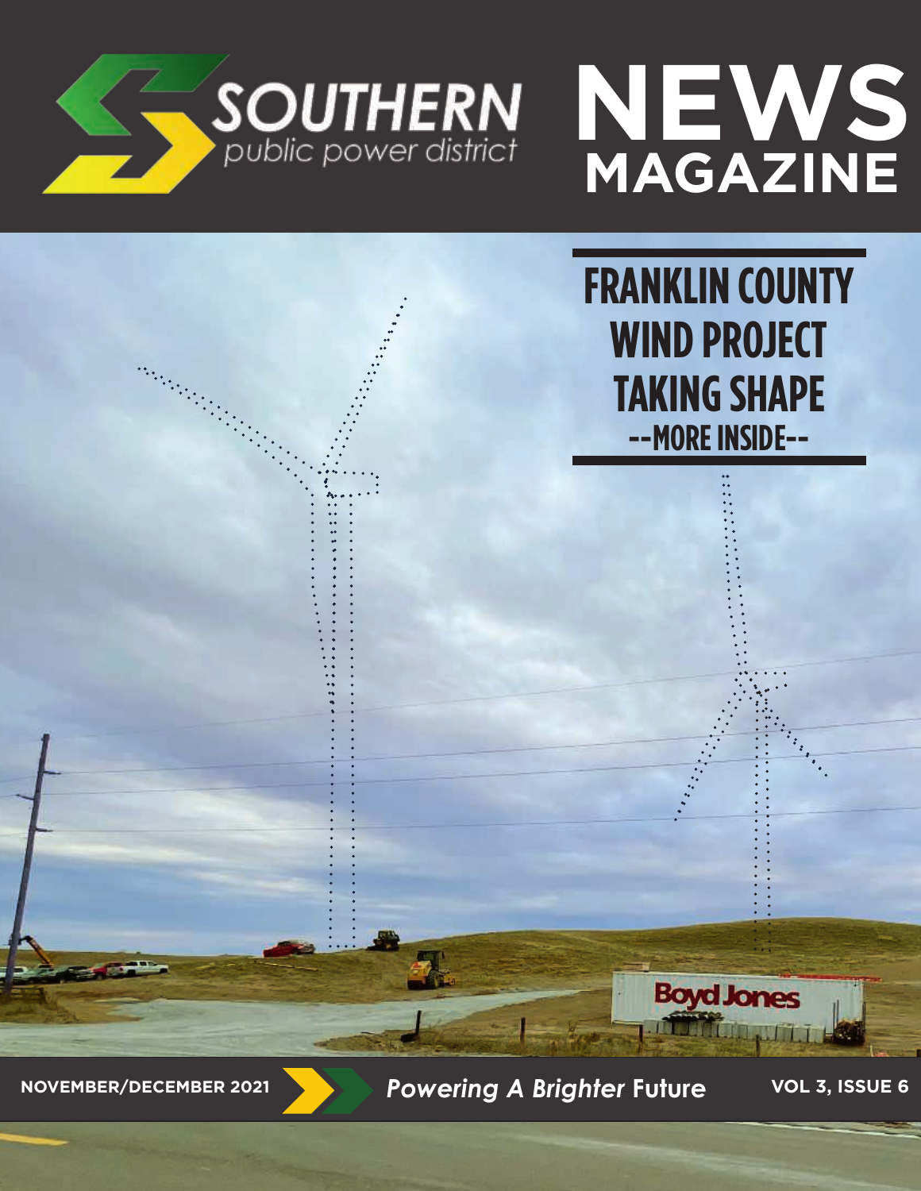# SOUTHERN public power district NEWS MAGAZINE

## FRANKLIN COUNTY WIND PROJECT TAKING SHAPE

--MORE INSIDE--

Boyd Jones

NOVEMBER/DECEMBER 2021 | *Powering A Brighter* **Future** | VOL 3, ISSUE 6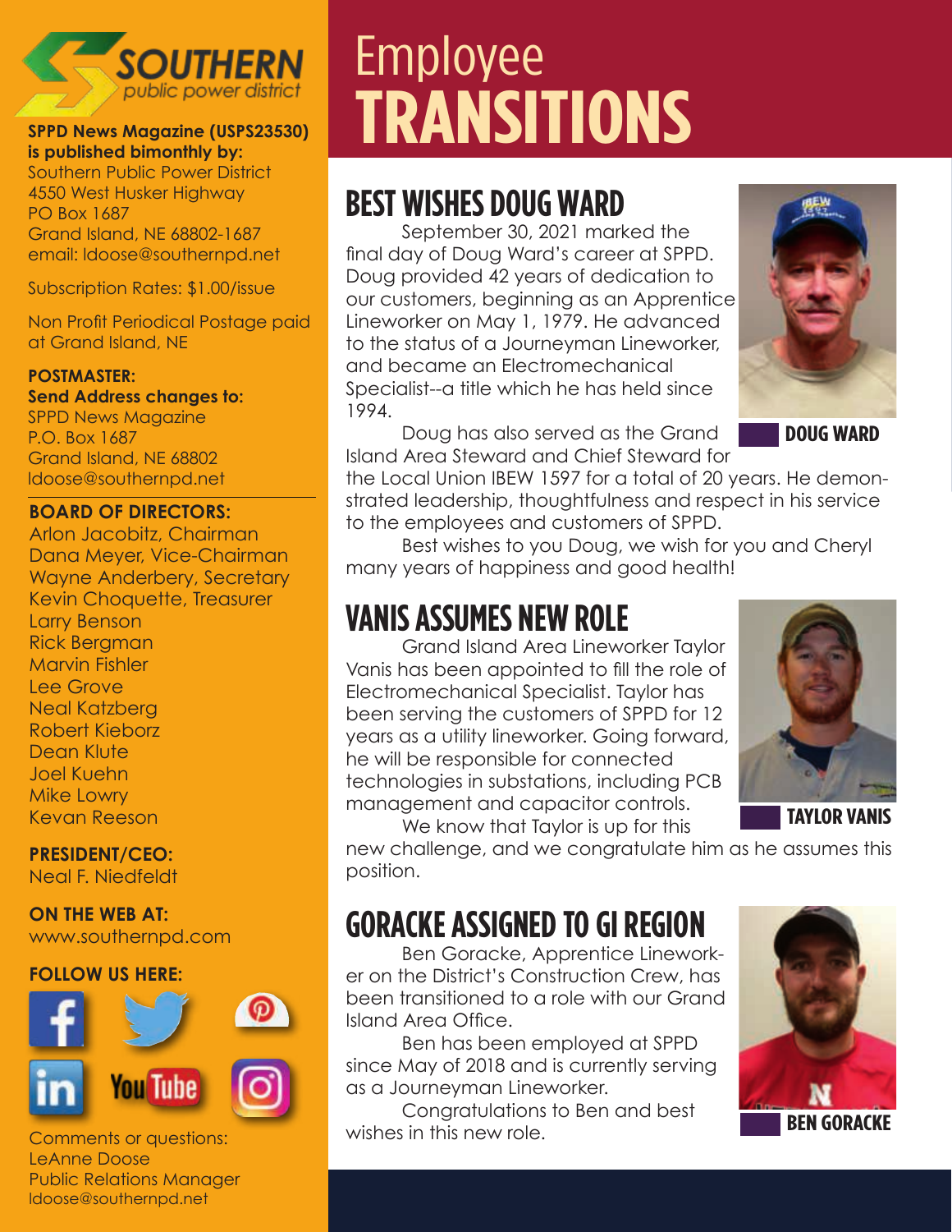# Employee TRANSITIONS

## BEST WISHES DOUG WARD

September 30, 2021 marked the final day of Doug Ward's career at SPPD. Doug provided 42 years of dedication to our customers, beginning as an Apprentice Lineworker on May 1, 1979. He advanced to the status of a Journeyman Lineworker, and became an Electromechanical Specialist--a title which he has held since 1994.

Doug has also served as the Grand Island Area Steward and Chief Steward for the Local Union IBEW 1597 for a total of 20 years. He demonstrated leadership, thoughtfulness and respect in his service to the employees and customers of SPPD.

Best wishes to you Doug, we wish for you and Cheryl many years of happiness and good health!

DOUG WARD

## VANIS ASSUMES NEW ROLE

Grand Island Area Lineworker Taylor Vanis has been appointed to fill the role of Electromechanical Specialist. Taylor has been serving the customers of SPPD for 12 years as a utility lineworker. Going forward, he will be responsible for connected technologies in substations, including PCB management and capacitor controls.

We know that Taylor is up for this new challenge, and we congratulate him as he assumes this position.

TAYLOR VANIS

## GORACKE ASSIGNED TO GI REGION

Ben Goracke, Apprentice Lineworker on the District's Construction Crew, has been transitioned to a role with our Grand Island Area Office.

Ben has been employed at SPPD since May of 2018 and is currently serving as a Journeyman Lineworker.

Congratulations to Ben and best wishes in this new role.

BEN GORACKE

---

SOUTHERN public power district

**SPPD News Magazine (USPS23530) is published bimonthly by:**
Southern Public Power District
4550 West Husker Highway
PO Box 1687
Grand Island, NE 68802-1687
email: ldoose@southernpd.net

Subscription Rates: $1.00/issue

Non Profit Periodical Postage paid at Grand Island, NE

**POSTMASTER:**
**Send Address changes to:**
SPPD News Magazine
P.O. Box 1687
Grand Island, NE 68802
ldoose@southernpd.net

**BOARD OF DIRECTORS:**
Arlon Jacobitz, Chairman
Dana Meyer, Vice-Chairman
Wayne Anderbery, Secretary
Kevin Choquette, Treasurer
Larry Benson
Rick Bergman
Marvin Fishler
Lee Grove
Neal Katzberg
Robert Kieborz
Dean Klute
Joel Kuehn
Mike Lowry
Kevan Reeson

**PRESIDENT/CEO:**
Neal F. Niedfeldt

**ON THE WEB AT:**
www.southernpd.com

**FOLLOW US HERE:**

Comments or questions:
LeAnne Doose
Public Relations Manager
ldoose@southernpd.net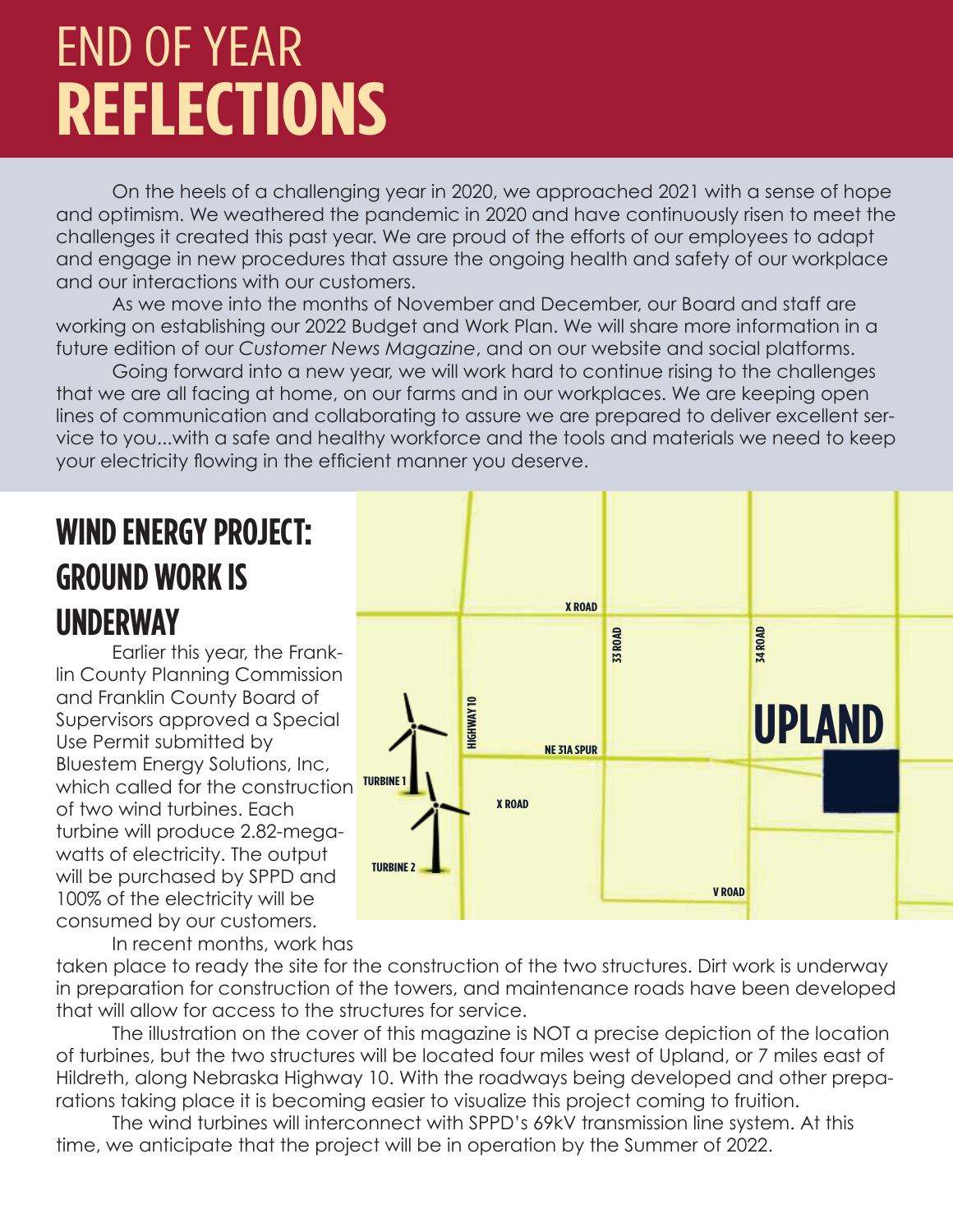# END OF YEAR **REFLECTIONS**

On the heels of a challenging year in 2020, we approached 2021 with a sense of hope and optimism. We weathered the pandemic in 2020 and have continuously risen to meet the challenges it created this past year. We are proud of the efforts of our employees to adapt and engage in new procedures that assure the ongoing health and safety of our workplace and our interactions with our customers.

As we move into the months of November and December, our Board and staff are working on establishing our 2022 Budget and Work Plan. We will share more information in a future edition of our *Customer News Magazine*, and on our website and social platforms.

Going forward into a new year, we will work hard to continue rising to the challenges that we are all facing at home, on our farms and in our workplaces. We are keeping open lines of communication and collaborating to assure we are prepared to deliver excellent service to you...with a safe and healthy workforce and the tools and materials we need to keep your electricity flowing in the efficient manner you deserve.

## WIND ENERGY PROJECT: GROUND WORK IS UNDERWAY

Earlier this year, the Franklin County Planning Commission and Franklin County Board of Supervisors approved a Special Use Permit submitted by Bluestem Energy Solutions, Inc, which called for the construction of two wind turbines. Each turbine will produce 2.82-megawatts of electricity. The output will be purchased by SPPD and 100% of the electricity will be consumed by our customers.

X ROAD | 33 ROAD | 34 ROAD | HIGHWAY 10 | UPLAND | NE 31A SPUR | TURBINE 1 | X ROAD | TURBINE 2 | V ROAD

In recent months, work has taken place to ready the site for the construction of the two structures. Dirt work is underway in preparation for construction of the towers, and maintenance roads have been developed that will allow for access to the structures for service.

The illustration on the cover of this magazine is NOT a precise depiction of the location of turbines, but the two structures will be located four miles west of Upland, or 7 miles east of Hildreth, along Nebraska Highway 10. With the roadways being developed and other preparations taking place it is becoming easier to visualize this project coming to fruition.

The wind turbines will interconnect with SPPD's 69kV transmission line system. At this time, we anticipate that the project will be in operation by the Summer of 2022.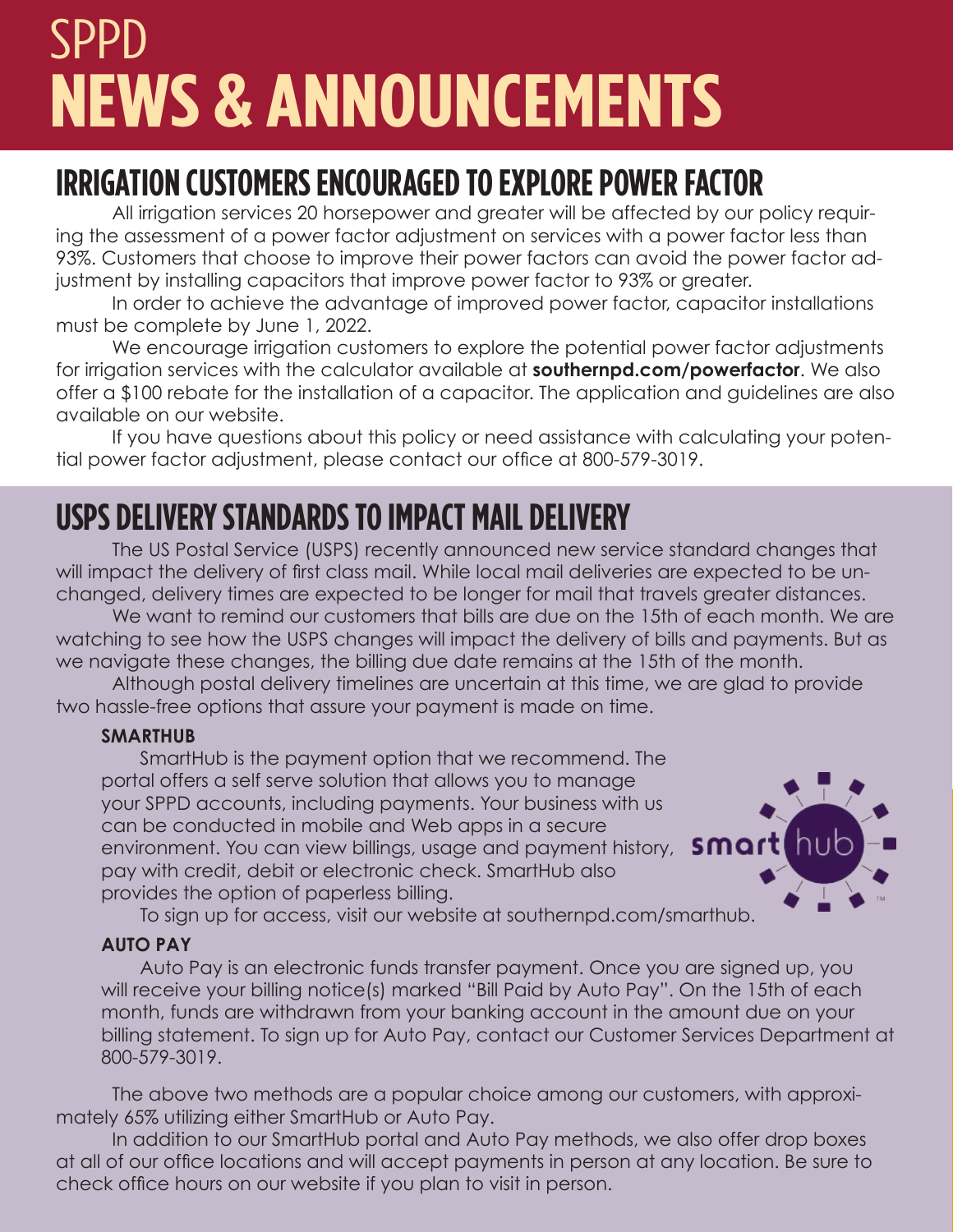# SPPD NEWS & ANNOUNCEMENTS

## IRRIGATION CUSTOMERS ENCOURAGED TO EXPLORE POWER FACTOR

All irrigation services 20 horsepower and greater will be affected by our policy requiring the assessment of a power factor adjustment on services with a power factor less than 93%. Customers that choose to improve their power factors can avoid the power factor adjustment by installing capacitors that improve power factor to 93% or greater.

In order to achieve the advantage of improved power factor, capacitor installations must be complete by June 1, 2022.

We encourage irrigation customers to explore the potential power factor adjustments for irrigation services with the calculator available at **southernpd.com/powerfactor**. We also offer a $100 rebate for the installation of a capacitor. The application and guidelines are also available on our website.

If you have questions about this policy or need assistance with calculating your potential power factor adjustment, please contact our office at 800-579-3019.

## USPS DELIVERY STANDARDS TO IMPACT MAIL DELIVERY

The US Postal Service (USPS) recently announced new service standard changes that will impact the delivery of first class mail. While local mail deliveries are expected to be unchanged, delivery times are expected to be longer for mail that travels greater distances.

We want to remind our customers that bills are due on the 15th of each month. We are watching to see how the USPS changes will impact the delivery of bills and payments. But as we navigate these changes, the billing due date remains at the 15th of the month.

Although postal delivery timelines are uncertain at this time, we are glad to provide two hassle-free options that assure your payment is made on time.

### SMARTHUB

SmartHub is the payment option that we recommend. The portal offers a self serve solution that allows you to manage your SPPD accounts, including payments. Your business with us can be conducted in mobile and Web apps in a secure environment. You can view billings, usage and payment history, pay with credit, debit or electronic check. SmartHub also provides the option of paperless billing.

To sign up for access, visit our website at southernpd.com/smarthub.

### AUTO PAY

Auto Pay is an electronic funds transfer payment. Once you are signed up, you will receive your billing notice(s) marked "Bill Paid by Auto Pay". On the 15th of each month, funds are withdrawn from your banking account in the amount due on your billing statement. To sign up for Auto Pay, contact our Customer Services Department at 800-579-3019.

The above two methods are a popular choice among our customers, with approximately 65% utilizing either SmartHub or Auto Pay.

In addition to our SmartHub portal and Auto Pay methods, we also offer drop boxes at all of our office locations and will accept payments in person at any location. Be sure to check office hours on our website if you plan to visit in person.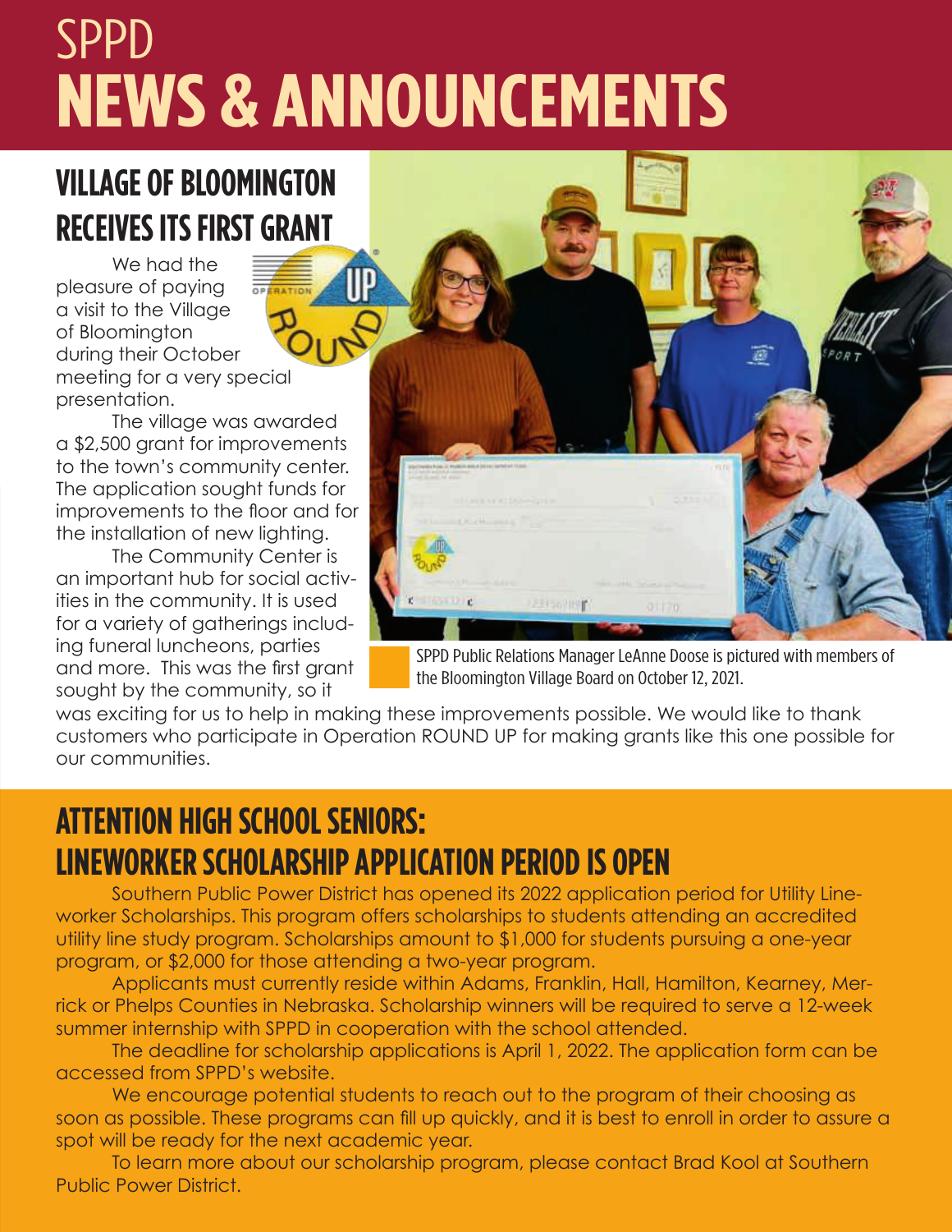# SPPD NEWS & ANNOUNCEMENTS

## VILLAGE OF BLOOMINGTON RECEIVES ITS FIRST GRANT

We had the pleasure of paying a visit to the Village of Bloomington during their October meeting for a very special presentation.

The village was awarded a $2,500 grant for improvements to the town's community center. The application sought funds for improvements to the floor and for the installation of new lighting.

The Community Center is an important hub for social activities in the community. It is used for a variety of gatherings including funeral luncheons, parties and more. This was the first grant sought by the community, so it was exciting for us to help in making these improvements possible. We would like to thank customers who participate in Operation ROUND UP for making grants like this one possible for our communities.

SPPD Public Relations Manager LeAnne Doose is pictured with members of the Bloomington Village Board on October 12, 2021.

## ATTENTION HIGH SCHOOL SENIORS: LINEWORKER SCHOLARSHIP APPLICATION PERIOD IS OPEN

Southern Public Power District has opened its 2022 application period for Utility Lineworker Scholarships. This program offers scholarships to students attending an accredited utility line study program. Scholarships amount to $1,000 for students pursuing a one-year program, or $2,000 for those attending a two-year program.

Applicants must currently reside within Adams, Franklin, Hall, Hamilton, Kearney, Merrick or Phelps Counties in Nebraska. Scholarship winners will be required to serve a 12-week summer internship with SPPD in cooperation with the school attended.

The deadline for scholarship applications is April 1, 2022. The application form can be accessed from SPPD's website.

We encourage potential students to reach out to the program of their choosing as soon as possible. These programs can fill up quickly, and it is best to enroll in order to assure a spot will be ready for the next academic year.

To learn more about our scholarship program, please contact Brad Kool at Southern Public Power District.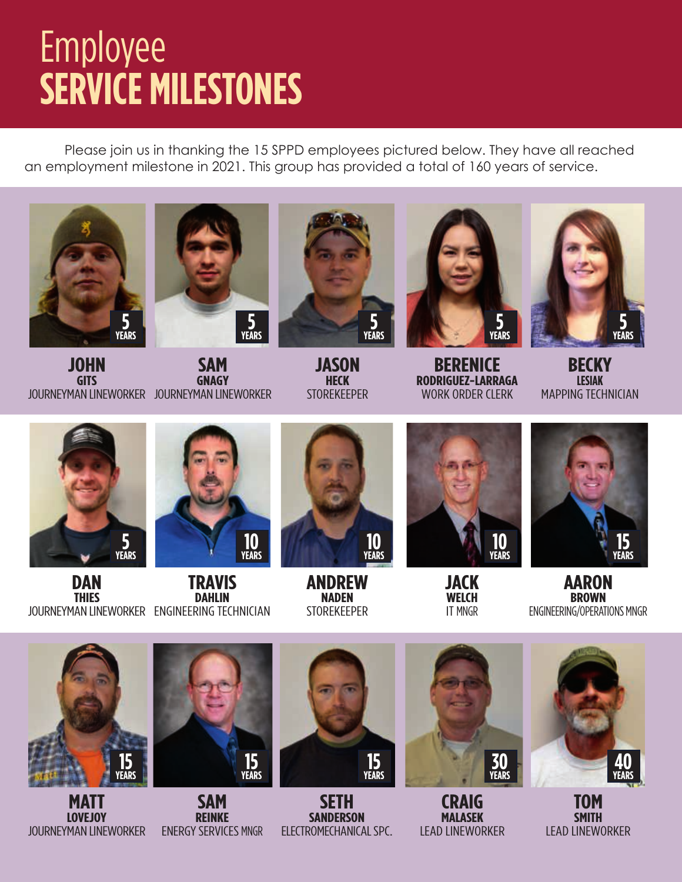# Employee SERVICE MILESTONES

Please join us in thanking the 15 SPPD employees pictured below. They have all reached an employment milestone in 2021. This group has provided a total of 160 years of service.

**5 YEARS**
**JOHN GITS**
JOURNEYMAN LINEWORKER

**5 YEARS**
**SAM GNAGY**
JOURNEYMAN LINEWORKER

**5 YEARS**
**JASON HECK**
STOREKEEPER

**5 YEARS**
**BERENICE RODRIGUEZ-LARRAGA**
WORK ORDER CLERK

**5 YEARS**
**BECKY LESIAK**
MAPPING TECHNICIAN

**5 YEARS**
**DAN THIES**
JOURNEYMAN LINEWORKER

**10 YEARS**
**TRAVIS DAHLIN**
ENGINEERING TECHNICIAN

**10 YEARS**
**ANDREW NADEN**
STOREKEEPER

**10 YEARS**
**JACK WELCH**
IT MNGR

**15 YEARS**
**AARON BROWN**
ENGINEERING/OPERATIONS MNGR

**15 YEARS**
**MATT LOVEJOY**
JOURNEYMAN LINEWORKER

**15 YEARS**
**SAM REINKE**
ENERGY SERVICES MNGR

**15 YEARS**
**SETH SANDERSON**
ELECTROMECHANICAL SPC.

**30 YEARS**
**CRAIG MALASEK**
LEAD LINEWORKER

**40 YEARS**
**TOM SMITH**
LEAD LINEWORKER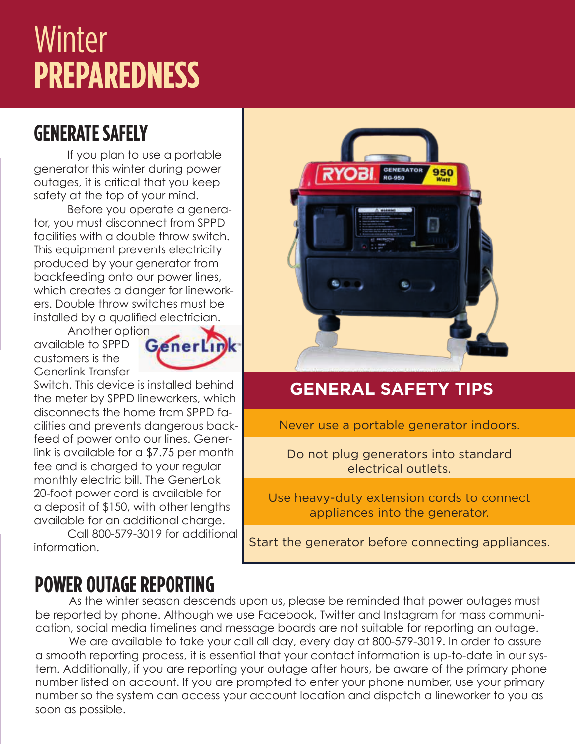# Winter PREPAREDNESS

## GENERATE SAFELY

If you plan to use a portable generator this winter during power outages, it is critical that you keep safety at the top of your mind.

Before you operate a generator, you must disconnect from SPPD facilities with a double throw switch. This equipment prevents electricity produced by your generator from backfeeding onto our power lines, which creates a danger for lineworkers. Double throw switches must be installed by a qualified electrician.

Another option available to SPPD customers is the Generlink Transfer Switch. This device is installed behind the meter by SPPD lineworkers, which disconnects the home from SPPD facilities and prevents dangerous backfeed of power onto our lines. Generlink is available for a $7.75 per month fee and is charged to your regular monthly electric bill. The GenerLok 20-foot power cord is available for a deposit of $150, with other lengths available for an additional charge.

Call 800-579-3019 for additional information.

## GENERAL SAFETY TIPS

- Never use a portable generator indoors.
- Do not plug generators into standard electrical outlets.
- Use heavy-duty extension cords to connect appliances into the generator.
- Start the generator before connecting appliances.

## POWER OUTAGE REPORTING

As the winter season descends upon us, please be reminded that power outages must be reported by phone. Although we use Facebook, Twitter and Instagram for mass communication, social media timelines and message boards are not suitable for reporting an outage.

We are available to take your call all day, every day at 800-579-3019. In order to assure a smooth reporting process, it is essential that your contact information is up-to-date in our system. Additionally, if you are reporting your outage after hours, be aware of the primary phone number listed on account. If you are prompted to enter your phone number, use your primary number so the system can access your account location and dispatch a lineworker to you as soon as possible.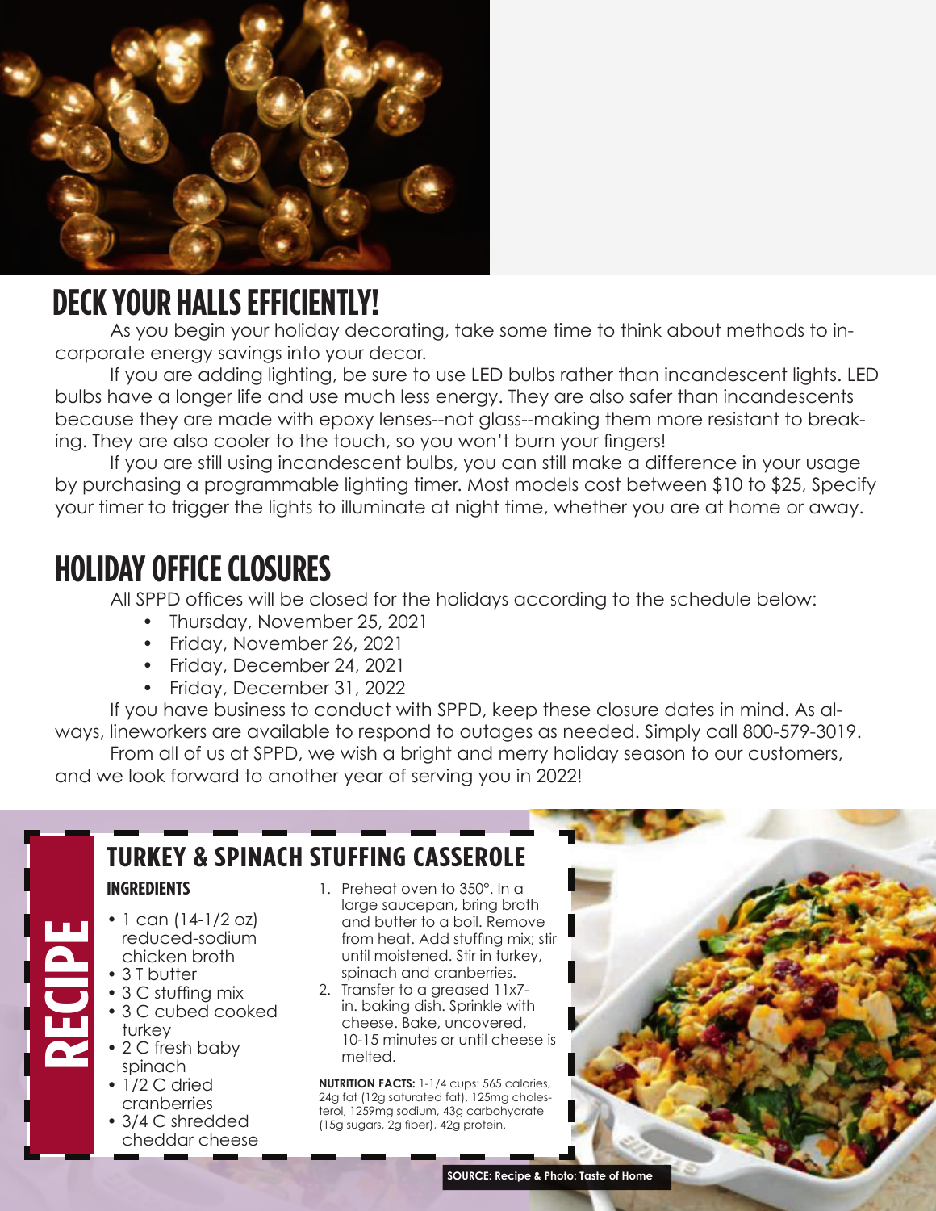## DECK YOUR HALLS EFFICIENTLY!

As you begin your holiday decorating, take some time to think about methods to incorporate energy savings into your decor.

If you are adding lighting, be sure to use LED bulbs rather than incandescent lights. LED bulbs have a longer life and use much less energy. They are also safer than incandescents because they are made with epoxy lenses--not glass--making them more resistant to breaking. They are also cooler to the touch, so you won't burn your fingers!

If you are still using incandescent bulbs, you can still make a difference in your usage by purchasing a programmable lighting timer. Most models cost between $10 to $25, Specify your timer to trigger the lights to illuminate at night time, whether you are at home or away.

## HOLIDAY OFFICE CLOSURES

All SPPD offices will be closed for the holidays according to the schedule below:

- Thursday, November 25, 2021
- Friday, November 26, 2021
- Friday, December 24, 2021
- Friday, December 31, 2022

If you have business to conduct with SPPD, keep these closure dates in mind. As always, lineworkers are available to respond to outages as needed. Simply call 800-579-3019.

From all of us at SPPD, we wish a bright and merry holiday season to our customers, and we look forward to another year of serving you in 2022!

## RECIPE

### TURKEY & SPINACH STUFFING CASSEROLE

#### INGREDIENTS

- 1 can (14-1/2 oz) reduced-sodium chicken broth
- 3 T butter
- 3 C stuffing mix
- 3 C cubed cooked turkey
- 2 C fresh baby spinach
- 1/2 C dried cranberries
- 3/4 C shredded cheddar cheese

1. Preheat oven to 350°. In a large saucepan, bring broth and butter to a boil. Remove from heat. Add stuffing mix; stir until moistened. Stir in turkey, spinach and cranberries.
2. Transfer to a greased 11x7-in. baking dish. Sprinkle with cheese. Bake, uncovered, 10-15 minutes or until cheese is melted.

**NUTRITION FACTS:** 1-1/4 cups: 565 calories, 24g fat (12g saturated fat), 125mg cholesterol, 1259mg sodium, 43g carbohydrate (15g sugars, 2g fiber), 42g protein.

**SOURCE: Recipe & Photo: Taste of Home**